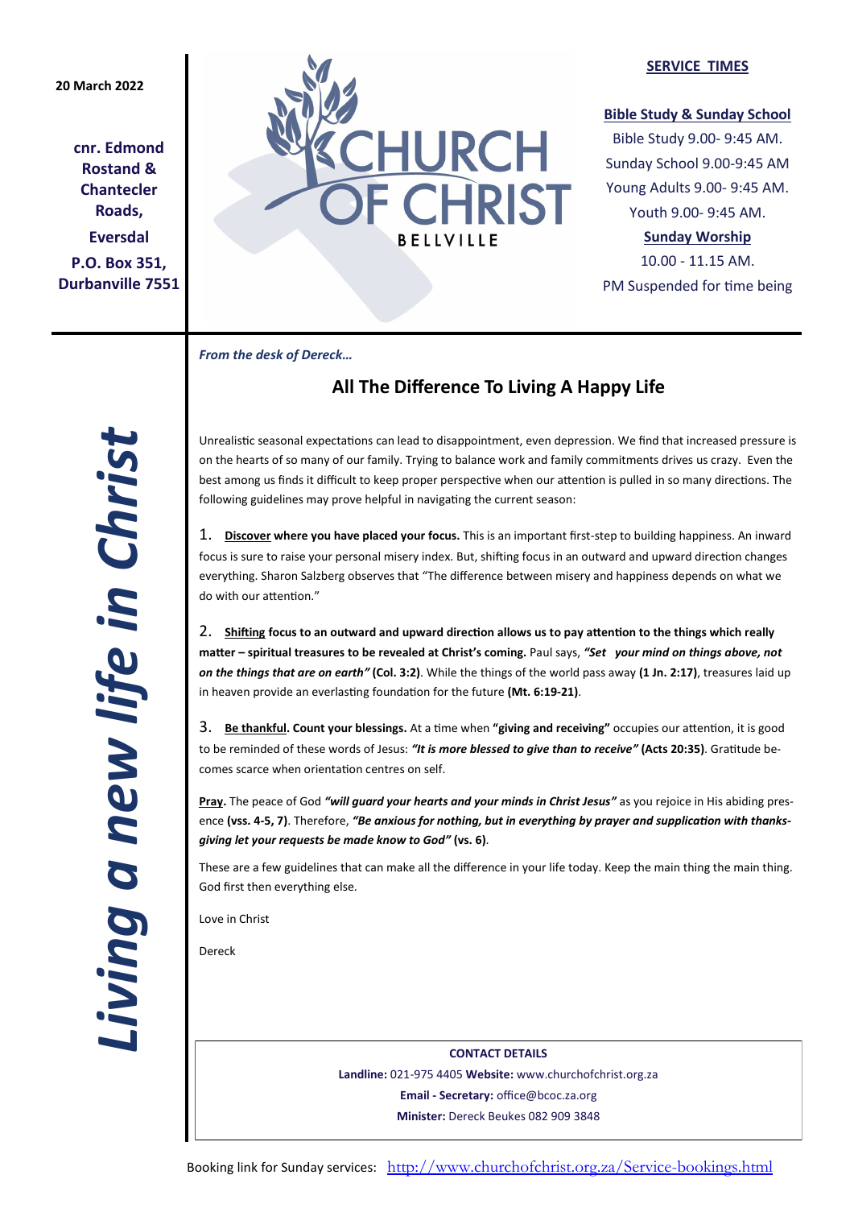**20 March 2022**

**cnr. Edmond Rostand & Chantecler Roads,**

**Eversdal**

**P.O. Box 351, Durbanville 7551**

# CHURCH OF CHRIST

BELLVILLE

**SERVICE TIMES**

**Bible Study & Sunday School**

Bible Study 9.00- 9:45 AM.
Sunday School 9.00-9:45 AM
Young Adults 9.00- 9:45 AM.
Youth 9.00- 9:45 AM.

**Sunday Worship**

10.00 - 11.15 AM.
PM Suspended for time being

***Living a new life in Christ***

*From the desk of Dereck…*

## All The Difference To Living A Happy Life

Unrealistic seasonal expectations can lead to disappointment, even depression. We find that increased pressure is on the hearts of so many of our family. Trying to balance work and family commitments drives us crazy. Even the best among us finds it difficult to keep proper perspective when our attention is pulled in so many directions. The following guidelines may prove helpful in navigating the current season:

1. **Discover where you have placed your focus.** This is an important first-step to building happiness. An inward focus is sure to raise your personal misery index. But, shifting focus in an outward and upward direction changes everything. Sharon Salzberg observes that "The difference between misery and happiness depends on what we do with our attention."

2. **Shifting focus to an outward and upward direction allows us to pay attention to the things which really matter – spiritual treasures to be revealed at Christ's coming.** Paul says, ***"Set your mind on things above, not on the things that are on earth"*** **(Col. 3:2)**. While the things of the world pass away **(1 Jn. 2:17)**, treasures laid up in heaven provide an everlasting foundation for the future **(Mt. 6:19-21)**.

3. **Be thankful. Count your blessings.** At a time when **"giving and receiving"** occupies our attention, it is good to be reminded of these words of Jesus: ***"It is more blessed to give than to receive"*** **(Acts 20:35)**. Gratitude becomes scarce when orientation centres on self.

**Pray.** The peace of God ***"will guard your hearts and your minds in Christ Jesus"*** as you rejoice in His abiding presence **(vss. 4-5, 7)**. Therefore, ***"Be anxious for nothing, but in everything by prayer and supplication with thanksgiving let your requests be made know to God"*** **(vs. 6)**.

These are a few guidelines that can make all the difference in your life today. Keep the main thing the main thing. God first then everything else.

Love in Christ

Dereck

**CONTACT DETAILS**

**Landline:** 021-975 4405 **Website:** www.churchofchrist.org.za

**Email - Secretary:** office@bcoc.za.org

**Minister:** Dereck Beukes 082 909 3848

Booking link for Sunday services: http://www.churchofchrist.org.za/Service-bookings.html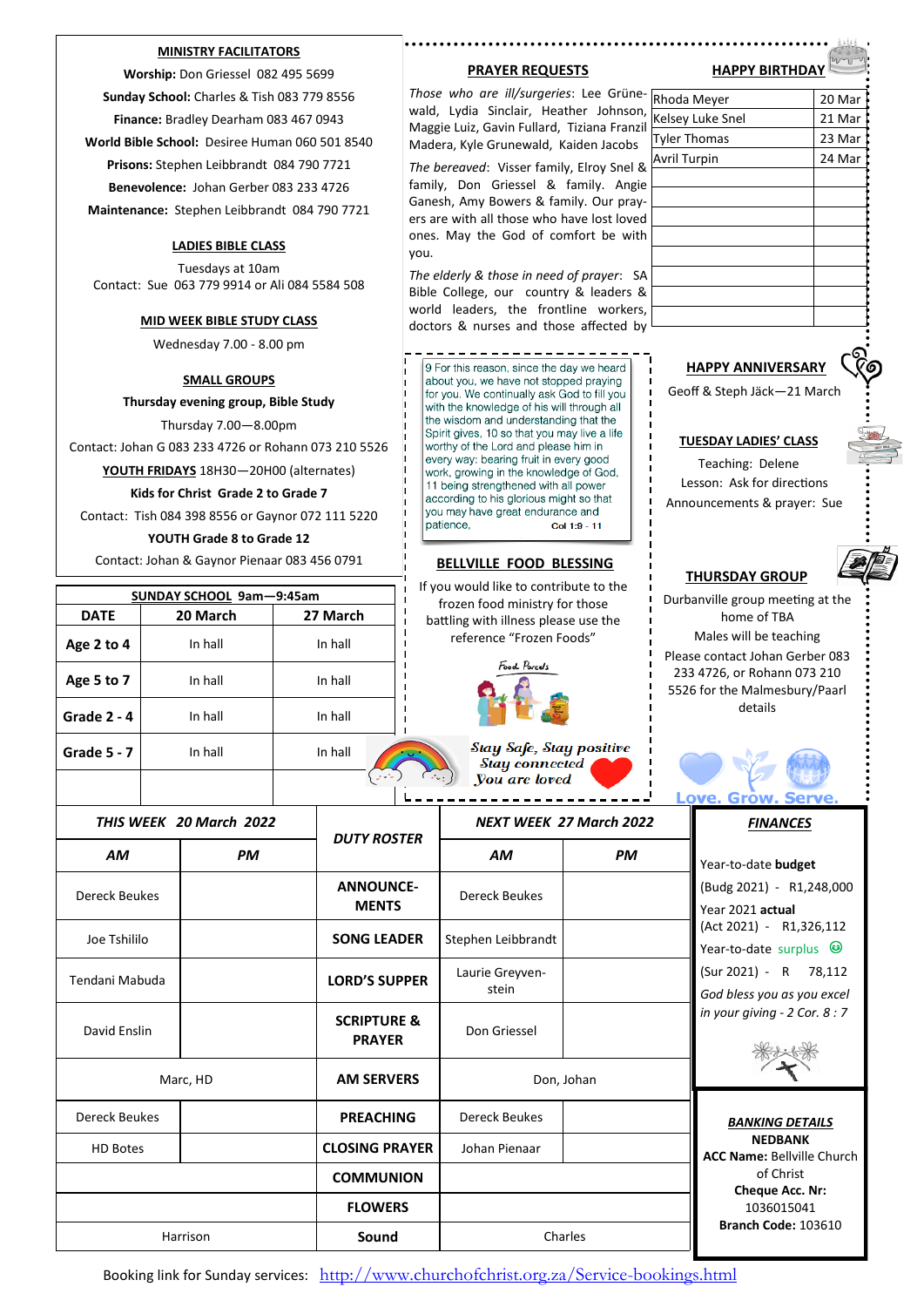## MINISTRY FACILITATORS

**Worship:** Don Griessel 082 495 5699

**Sunday School:** Charles & Tish 083 779 8556

**Finance:** Bradley Dearham 083 467 0943

**World Bible School:** Desiree Human 060 501 8540

**Prisons:** Stephen Leibbrandt 084 790 7721

**Benevolence:** Johan Gerber 083 233 4726

**Maintenance:** Stephen Leibbrandt 084 790 7721

## LADIES BIBLE CLASS

Tuesdays at 10am
Contact: Sue 063 779 9914 or Ali 084 5584 508

## MID WEEK BIBLE STUDY CLASS

Wednesday 7.00 - 8.00 pm

## SMALL GROUPS

**Thursday evening group, Bible Study**

Thursday 7.00—8.00pm

Contact: Johan G 083 233 4726 or Rohann 073 210 5526

**YOUTH FRIDAYS** 18H30—20H00 (alternates)

**Kids for Christ Grade 2 to Grade 7**

Contact: Tish 084 398 8556 or Gaynor 072 111 5220

**YOUTH Grade 8 to Grade 12**

Contact: Johan & Gaynor Pienaar 083 456 0791

| SUNDAY SCHOOL 9am—9:45am | | |
|---|---|---|
| **DATE** | **20 March** | **27 March** |
| **Age 2 to 4** | In hall | In hall |
| **Age 5 to 7** | In hall | In hall |
| **Grade 2 - 4** | In hall | In hall |
| **Grade 5 - 7** | In hall | In hall |
| | | |

## PRAYER REQUESTS

*Those who are ill/surgeries*: Lee Grünewald, Lydia Sinclair, Heather Johnson, Maggie Luiz, Gavin Fullard, Tiziana Franzil Madera, Kyle Grunewald, Kaiden Jacobs

*The bereaved*: Visser family, Elroy Snel & family, Don Griessel & family. Angie Ganesh, Amy Bowers & family. Our prayers are with all those who have lost loved ones. May the God of comfort be with you.

*The elderly & those in need of prayer*: SA Bible College, our country & leaders & world leaders, the frontline workers, doctors & nurses and those affected by

9 For this reason, since the day we heard about you, we have not stopped praying for you. We continually ask God to fill you with the knowledge of his will through all the wisdom and understanding that the Spirit gives, 10 so that you may live a life worthy of the Lord and please him in every way: bearing fruit in every good work, growing in the knowledge of God, 11 being strengthened with all power according to his glorious might so that you may have great endurance and patience, Col 1:9 - 11

## BELLVILLE FOOD BLESSING

If you would like to contribute to the frozen food ministry for those battling with illness please use the reference "Frozen Foods"

Food Parcels

Stay Safe, Stay positive
Stay connected
You are loved

## HAPPY BIRTHDAY

| | |
|---|---|
| Rhoda Meyer | 20 Mar |
| Kelsey Luke Snel | 21 Mar |
| Tyler Thomas | 23 Mar |
| Avril Turpin | 24 Mar |

## HAPPY ANNIVERSARY

Geoff & Steph Jäck—21 March

## TUESDAY LADIES' CLASS

Teaching: Delene
Lesson: Ask for directions
Announcements & prayer: Sue

## THURSDAY GROUP

Durbanville group meeting at the home of TBA

Males will be teaching

Please contact Johan Gerber 083 233 4726, or Rohann 073 210 5526 for the Malmesbury/Paarl details

Love. Grow. Serve.

| *THIS WEEK 20 March 2022* | | DUTY ROSTER | *NEXT WEEK 27 March 2022* | |
|---|---|---|---|---|
| ***AM*** | ***PM*** | | ***AM*** | ***PM*** |
| Dereck Beukes | | **ANNOUNCE-MENTS** | Dereck Beukes | |
| Joe Tshilillo | | **SONG LEADER** | Stephen Leibbrandt | |
| Tendani Mabuda | | **LORD'S SUPPER** | Laurie Greyvenstein | |
| David Enslin | | **SCRIPTURE & PRAYER** | Don Griessel | |
| Marc, HD | | **AM SERVERS** | Don, Johan | |
| Dereck Beukes | | **PREACHING** | Dereck Beukes | |
| HD Botes | | **CLOSING PRAYER** | Johan Pienaar | |
| | | **COMMUNION** | | |
| | | **FLOWERS** | | |
| Harrison | | **Sound** | Charles | |

## FINANCES

Year-to-date **budget**
(Budg 2021) - R1,248,000
Year 2021 **actual**
(Act 2021) - R1,326,112
Year-to-date surplus
(Sur 2021) - R 78,112

*God bless you as you excel in your giving - 2 Cor. 8 : 7*

***BANKING DETAILS***

**NEDBANK**

**ACC Name:** Bellville Church of Christ

**Cheque Acc. Nr:** 1036015041

**Branch Code:** 103610

Booking link for Sunday services: http://www.churchofchrist.org.za/Service-bookings.html